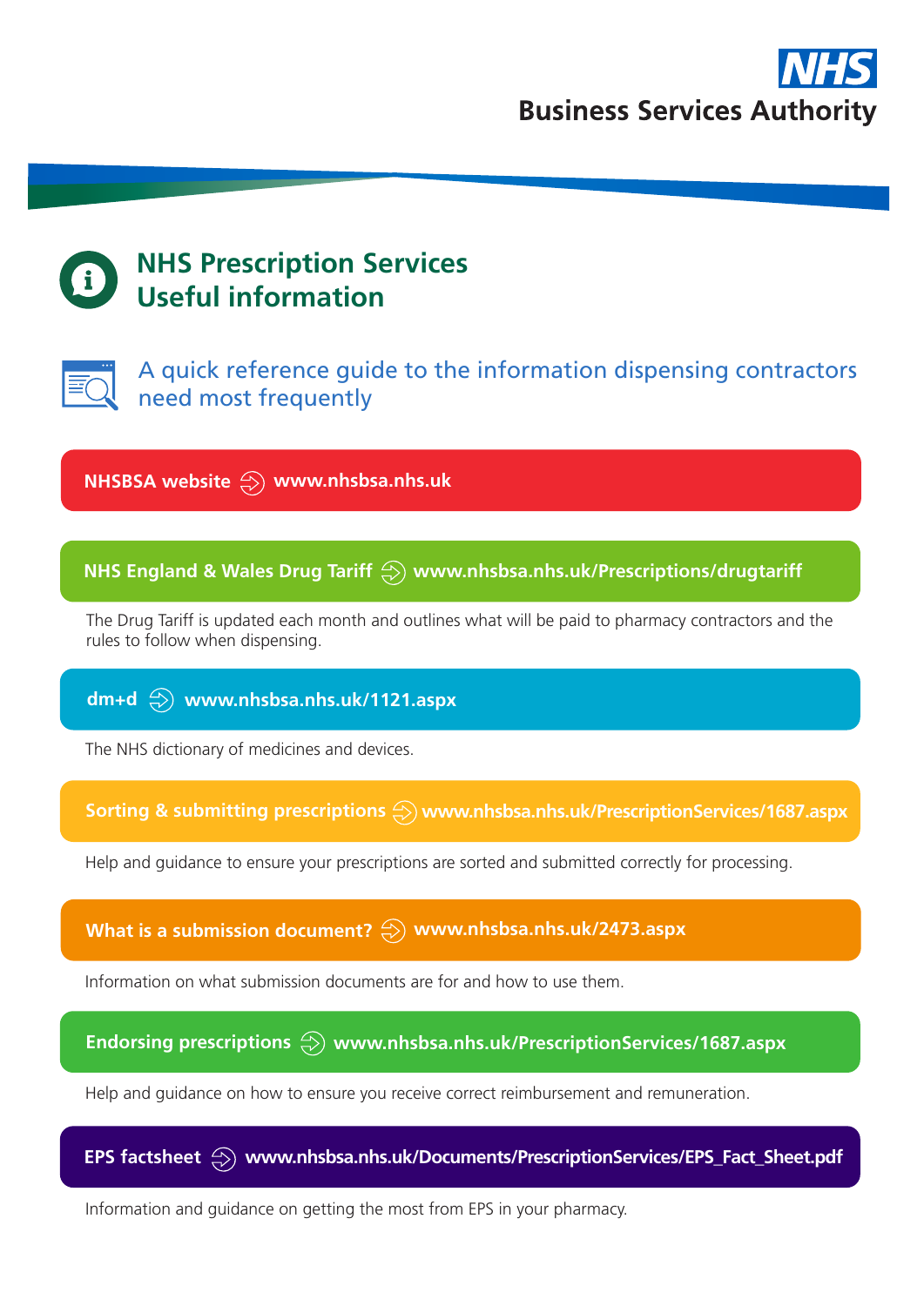NHS Business Services Authority

# NHS Prescription Services Useful information

## A quick reference guide to the information dispensing contractors need most frequently

**NHSBSA website** → **www.nhsbsa.nhs.uk**

**NHS England & Wales Drug Tariff** → **www.nhsbsa.nhs.uk/Prescriptions/drugtariff**

The Drug Tariff is updated each month and outlines what will be paid to pharmacy contractors and the rules to follow when dispensing.

**dm+d** → **www.nhsbsa.nhs.uk/1121.aspx**

The NHS dictionary of medicines and devices.

**Sorting & submitting prescriptions** → **www.nhsbsa.nhs.uk/PrescriptionServices/1687.aspx**

Help and guidance to ensure your prescriptions are sorted and submitted correctly for processing.

**What is a submission document?** → **www.nhsbsa.nhs.uk/2473.aspx**

Information on what submission documents are for and how to use them.

**Endorsing prescriptions** → **www.nhsbsa.nhs.uk/PrescriptionServices/1687.aspx**

Help and guidance on how to ensure you receive correct reimbursement and remuneration.

**EPS factsheet** → **www.nhsbsa.nhs.uk/Documents/PrescriptionServices/EPS_Fact_Sheet.pdf**

Information and guidance on getting the most from EPS in your pharmacy.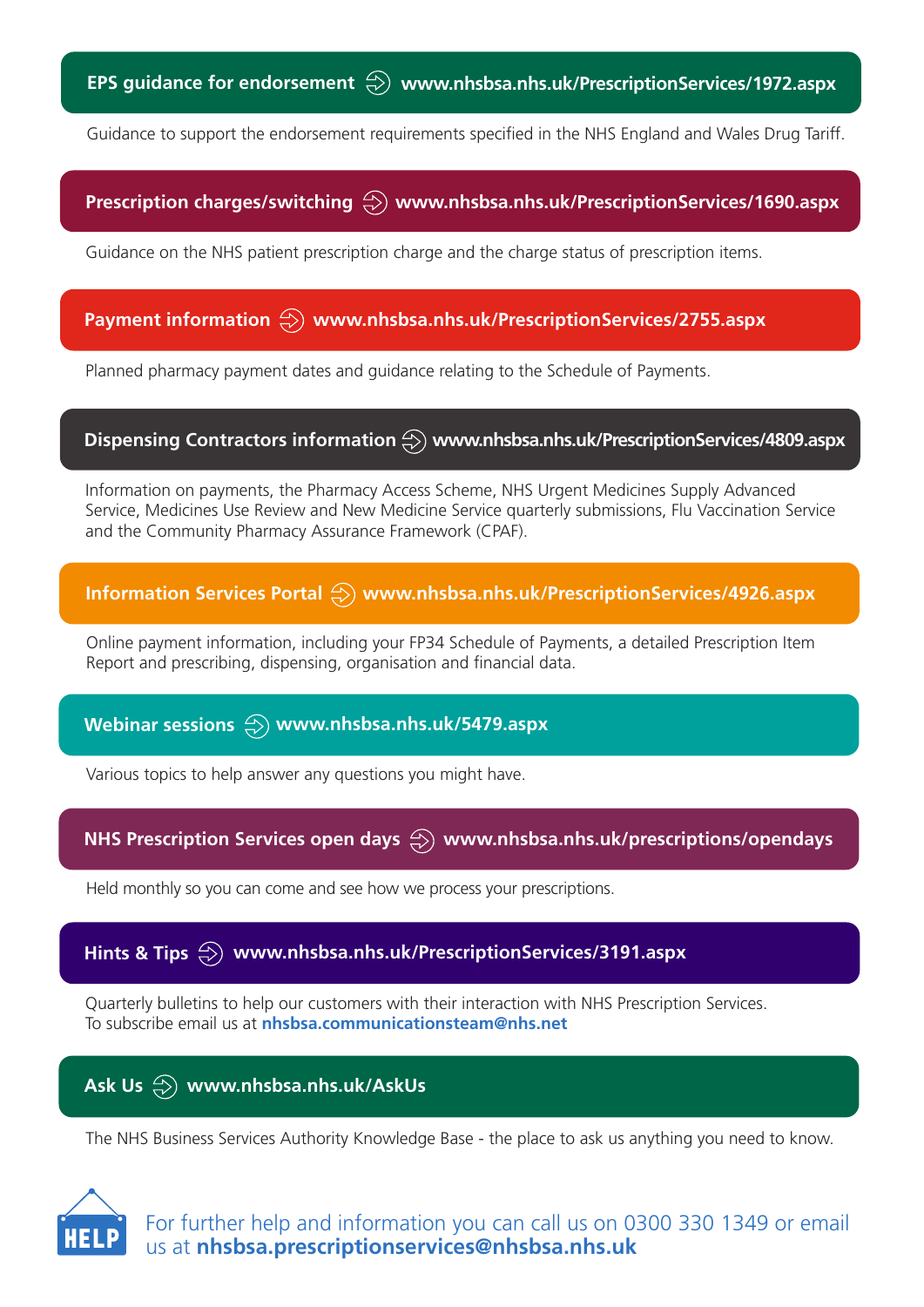## EPS guidance for endorsement www.nhsbsa.nhs.uk/PrescriptionServices/1972.aspx

Guidance to support the endorsement requirements specified in the NHS England and Wales Drug Tariff.

## Prescription charges/switching www.nhsbsa.nhs.uk/PrescriptionServices/1690.aspx

Guidance on the NHS patient prescription charge and the charge status of prescription items.

## Payment information www.nhsbsa.nhs.uk/PrescriptionServices/2755.aspx

Planned pharmacy payment dates and guidance relating to the Schedule of Payments.

## Dispensing Contractors information www.nhsbsa.nhs.uk/PrescriptionServices/4809.aspx

Information on payments, the Pharmacy Access Scheme, NHS Urgent Medicines Supply Advanced Service, Medicines Use Review and New Medicine Service quarterly submissions, Flu Vaccination Service and the Community Pharmacy Assurance Framework (CPAF).

## Information Services Portal www.nhsbsa.nhs.uk/PrescriptionServices/4926.aspx

Online payment information, including your FP34 Schedule of Payments, a detailed Prescription Item Report and prescribing, dispensing, organisation and financial data.

## Webinar sessions www.nhsbsa.nhs.uk/5479.aspx

Various topics to help answer any questions you might have.

## NHS Prescription Services open days www.nhsbsa.nhs.uk/prescriptions/opendays

Held monthly so you can come and see how we process your prescriptions.

## Hints & Tips www.nhsbsa.nhs.uk/PrescriptionServices/3191.aspx

Quarterly bulletins to help our customers with their interaction with NHS Prescription Services.
To subscribe email us at **nhsbsa.communicationsteam@nhs.net**

## Ask Us www.nhsbsa.nhs.uk/AskUs

The NHS Business Services Authority Knowledge Base - the place to ask us anything you need to know.

HELP

For further help and information you can call us on 0300 330 1349 or email us at **nhsbsa.prescriptionservices@nhsbsa.nhs.uk**